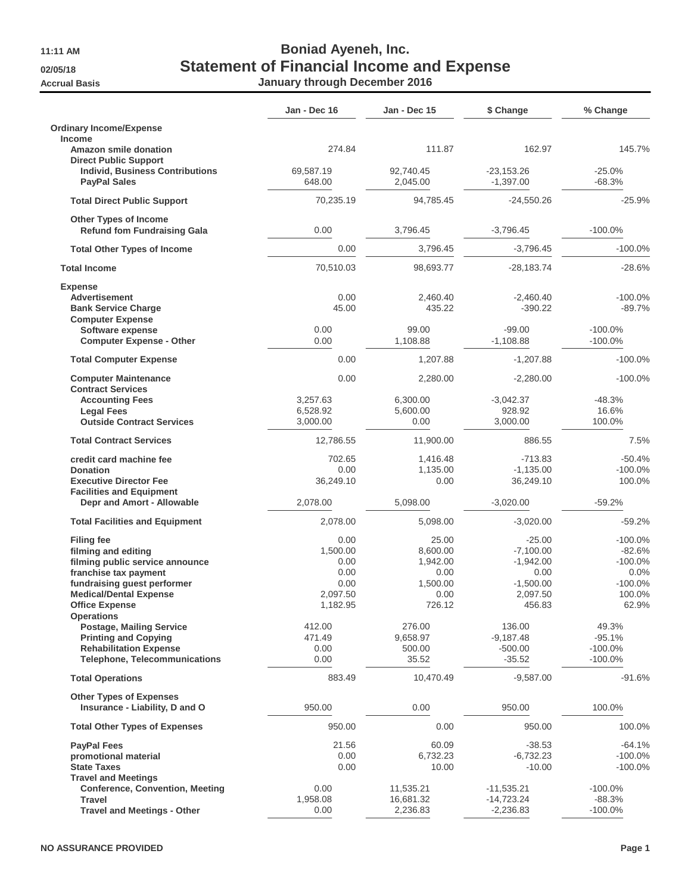# Boniad Ayeneh, Inc.

## Statement of Financial Income and Expense

### January through December 2016

11:11 AM
02/05/18
Accrual Basis

| | Jan - Dec 16 | Jan - Dec 15 | $ Change | % Change |
|---|---|---|---|---|
| **Ordinary Income/Expense** | | | | |
| **Income** | | | | |
| **Amazon smile donation** | 274.84 | 111.87 | 162.97 | 145.7% |
| **Direct Public Support** | | | | |
| **Individ, Business Contributions** | 69,587.19 | 92,740.45 | -23,153.26 | -25.0% |
| **PayPal Sales** | 648.00 | 2,045.00 | -1,397.00 | -68.3% |
| **Total Direct Public Support** | 70,235.19 | 94,785.45 | -24,550.26 | -25.9% |
| **Other Types of Income** | | | | |
| **Refund fom Fundraising Gala** | 0.00 | 3,796.45 | -3,796.45 | -100.0% |
| **Total Other Types of Income** | 0.00 | 3,796.45 | -3,796.45 | -100.0% |
| **Total Income** | 70,510.03 | 98,693.77 | -28,183.74 | -28.6% |
| **Expense** | | | | |
| **Advertisement** | 0.00 | 2,460.40 | -2,460.40 | -100.0% |
| **Bank Service Charge** | 45.00 | 435.22 | -390.22 | -89.7% |
| **Computer Expense** | | | | |
| **Software expense** | 0.00 | 99.00 | -99.00 | -100.0% |
| **Computer Expense - Other** | 0.00 | 1,108.88 | -1,108.88 | -100.0% |
| **Total Computer Expense** | 0.00 | 1,207.88 | -1,207.88 | -100.0% |
| **Computer Maintenance** | 0.00 | 2,280.00 | -2,280.00 | -100.0% |
| **Contract Services** | | | | |
| **Accounting Fees** | 3,257.63 | 6,300.00 | -3,042.37 | -48.3% |
| **Legal Fees** | 6,528.92 | 5,600.00 | 928.92 | 16.6% |
| **Outside Contract Services** | 3,000.00 | 0.00 | 3,000.00 | 100.0% |
| **Total Contract Services** | 12,786.55 | 11,900.00 | 886.55 | 7.5% |
| **credit card machine fee** | 702.65 | 1,416.48 | -713.83 | -50.4% |
| **Donation** | 0.00 | 1,135.00 | -1,135.00 | -100.0% |
| **Executive Director Fee** | 36,249.10 | 0.00 | 36,249.10 | 100.0% |
| **Facilities and Equipment** | | | | |
| **Depr and Amort - Allowable** | 2,078.00 | 5,098.00 | -3,020.00 | -59.2% |
| **Total Facilities and Equipment** | 2,078.00 | 5,098.00 | -3,020.00 | -59.2% |
| **Filing fee** | 0.00 | 25.00 | -25.00 | -100.0% |
| **filming and editing** | 1,500.00 | 8,600.00 | -7,100.00 | -82.6% |
| **filming public service announce** | 0.00 | 1,942.00 | -1,942.00 | -100.0% |
| **franchise tax payment** | 0.00 | 0.00 | 0.00 | 0.0% |
| **fundraising guest performer** | 0.00 | 1,500.00 | -1,500.00 | -100.0% |
| **Medical/Dental Expense** | 2,097.50 | 0.00 | 2,097.50 | 100.0% |
| **Office Expense** | 1,182.95 | 726.12 | 456.83 | 62.9% |
| **Operations** | | | | |
| **Postage, Mailing Service** | 412.00 | 276.00 | 136.00 | 49.3% |
| **Printing and Copying** | 471.49 | 9,658.97 | -9,187.48 | -95.1% |
| **Rehabilitation Expense** | 0.00 | 500.00 | -500.00 | -100.0% |
| **Telephone, Telecommunications** | 0.00 | 35.52 | -35.52 | -100.0% |
| **Total Operations** | 883.49 | 10,470.49 | -9,587.00 | -91.6% |
| **Other Types of Expenses** | | | | |
| **Insurance - Liability, D and O** | 950.00 | 0.00 | 950.00 | 100.0% |
| **Total Other Types of Expenses** | 950.00 | 0.00 | 950.00 | 100.0% |
| **PayPal Fees** | 21.56 | 60.09 | -38.53 | -64.1% |
| **promotional material** | 0.00 | 6,732.23 | -6,732.23 | -100.0% |
| **State Taxes** | 0.00 | 10.00 | -10.00 | -100.0% |
| **Travel and Meetings** | | | | |
| **Conference, Convention, Meeting** | 0.00 | 11,535.21 | -11,535.21 | -100.0% |
| **Travel** | 1,958.08 | 16,681.32 | -14,723.24 | -88.3% |
| **Travel and Meetings - Other** | 0.00 | 2,236.83 | -2,236.83 | -100.0% |

NO ASSURANCE PROVIDED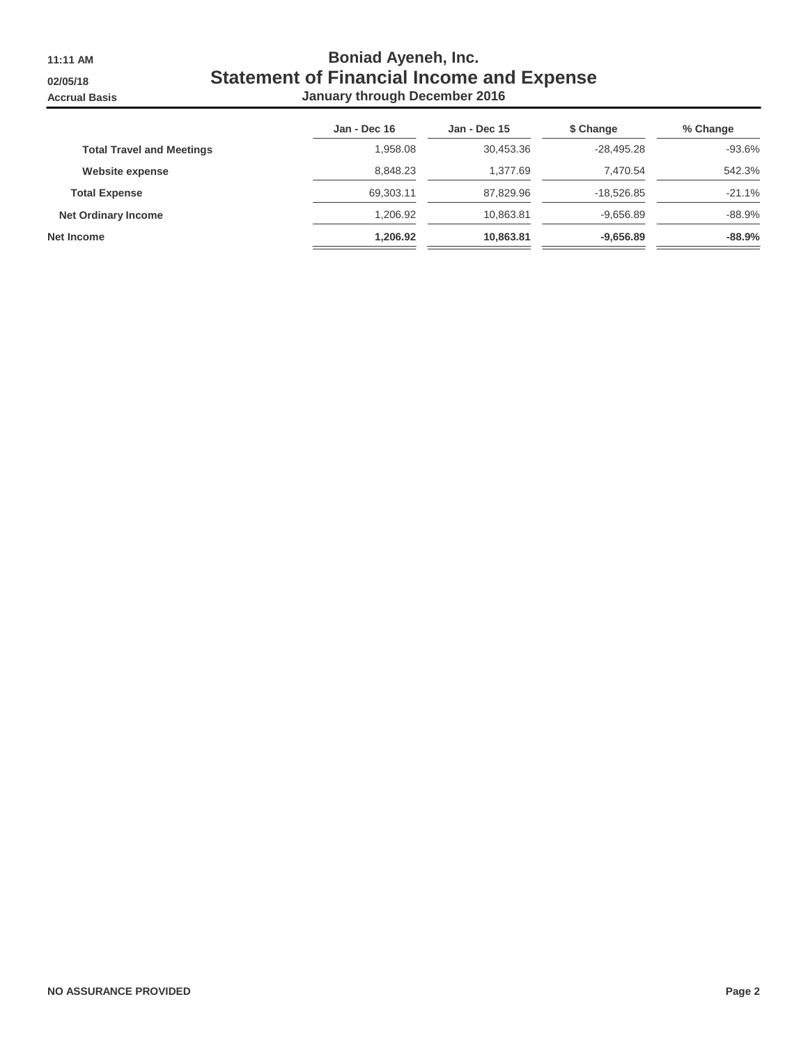# Boniad Ayeneh, Inc.

## Statement of Financial Income and Expense

### January through December 2016

11:11 AM
02/05/18
Accrual Basis

| | Jan - Dec 16 | Jan - Dec 15 | $ Change | % Change |
|---|---|---|---|---|
| **Total Travel and Meetings** | 1,958.08 | 30,453.36 | -28,495.28 | -93.6% |
| **Website expense** | 8,848.23 | 1,377.69 | 7,470.54 | 542.3% |
| **Total Expense** | 69,303.11 | 87,829.96 | -18,526.85 | -21.1% |
| **Net Ordinary Income** | 1,206.92 | 10,863.81 | -9,656.89 | -88.9% |
| **Net Income** | **1,206.92** | **10,863.81** | **-9,656.89** | **-88.9%** |

**NO ASSURANCE PROVIDED**